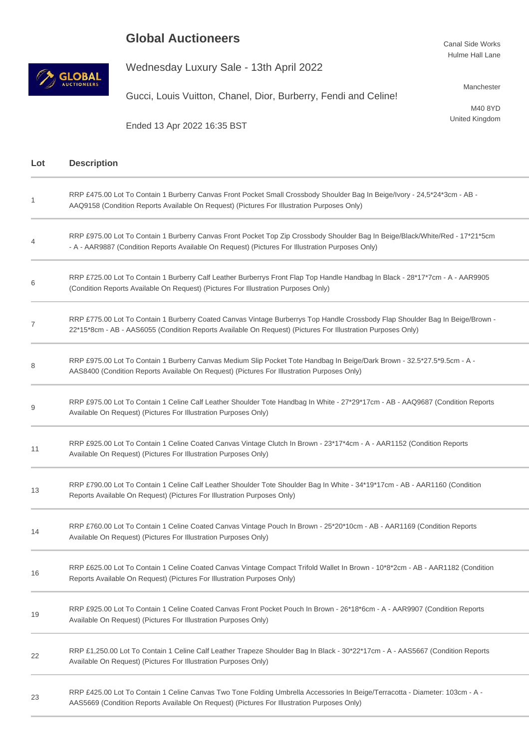# Global Auctioneers

Wednesday Luxury Sale - 13th April 2022

Gucci, Louis Vuitton, Chanel, Dior, Burberry, Fendi and Celine!

Ended 13 Apr 2022 16:35 BST

Canal Side Works
Hulme Hall Lane

Manchester

M40 8YD
United Kingdom

| Lot | Description |
| --- | --- |
| 1 | RRP £475.00 Lot To Contain 1 Burberry Canvas Front Pocket Small Crossbody Shoulder Bag In Beige/Ivory - 24,5*24*3cm - AB - AAQ9158 (Condition Reports Available On Request) (Pictures For Illustration Purposes Only) |
| 4 | RRP £975.00 Lot To Contain 1 Burberry Canvas Front Pocket Top Zip Crossbody Shoulder Bag In Beige/Black/White/Red - 17*21*5cm - A - AAR9887 (Condition Reports Available On Request) (Pictures For Illustration Purposes Only) |
| 6 | RRP £725.00 Lot To Contain 1 Burberry Calf Leather Burberrys Front Flap Top Handle Handbag In Black - 28*17*7cm - A - AAR9905 (Condition Reports Available On Request) (Pictures For Illustration Purposes Only) |
| 7 | RRP £775.00 Lot To Contain 1 Burberry Coated Canvas Vintage Burberrys Top Handle Crossbody Flap Shoulder Bag In Beige/Brown - 22*15*8cm - AB - AAS6055 (Condition Reports Available On Request) (Pictures For Illustration Purposes Only) |
| 8 | RRP £975.00 Lot To Contain 1 Burberry Canvas Medium Slip Pocket Tote Handbag In Beige/Dark Brown - 32.5*27.5*9.5cm - A - AAS8400 (Condition Reports Available On Request) (Pictures For Illustration Purposes Only) |
| 9 | RRP £975.00 Lot To Contain 1 Celine Calf Leather Shoulder Tote Handbag In White - 27*29*17cm - AB - AAQ9687 (Condition Reports Available On Request) (Pictures For Illustration Purposes Only) |
| 11 | RRP £925.00 Lot To Contain 1 Celine Coated Canvas Vintage Clutch In Brown - 23*17*4cm - A - AAR1152 (Condition Reports Available On Request) (Pictures For Illustration Purposes Only) |
| 13 | RRP £790.00 Lot To Contain 1 Celine Calf Leather Shoulder Tote Shoulder Bag In White - 34*19*17cm - AB - AAR1160 (Condition Reports Available On Request) (Pictures For Illustration Purposes Only) |
| 14 | RRP £760.00 Lot To Contain 1 Celine Coated Canvas Vintage Pouch In Brown - 25*20*10cm - AB - AAR1169 (Condition Reports Available On Request) (Pictures For Illustration Purposes Only) |
| 16 | RRP £625.00 Lot To Contain 1 Celine Coated Canvas Vintage Compact Trifold Wallet In Brown - 10*8*2cm - AB - AAR1182 (Condition Reports Available On Request) (Pictures For Illustration Purposes Only) |
| 19 | RRP £925.00 Lot To Contain 1 Celine Coated Canvas Front Pocket Pouch In Brown - 26*18*6cm - A - AAR9907 (Condition Reports Available On Request) (Pictures For Illustration Purposes Only) |
| 22 | RRP £1,250.00 Lot To Contain 1 Celine Calf Leather Trapeze Shoulder Bag In Black - 30*22*17cm - A - AAS5667 (Condition Reports Available On Request) (Pictures For Illustration Purposes Only) |
| 23 | RRP £425.00 Lot To Contain 1 Celine Canvas Two Tone Folding Umbrella Accessories In Beige/Terracotta - Diameter: 103cm - A - AAS5669 (Condition Reports Available On Request) (Pictures For Illustration Purposes Only) |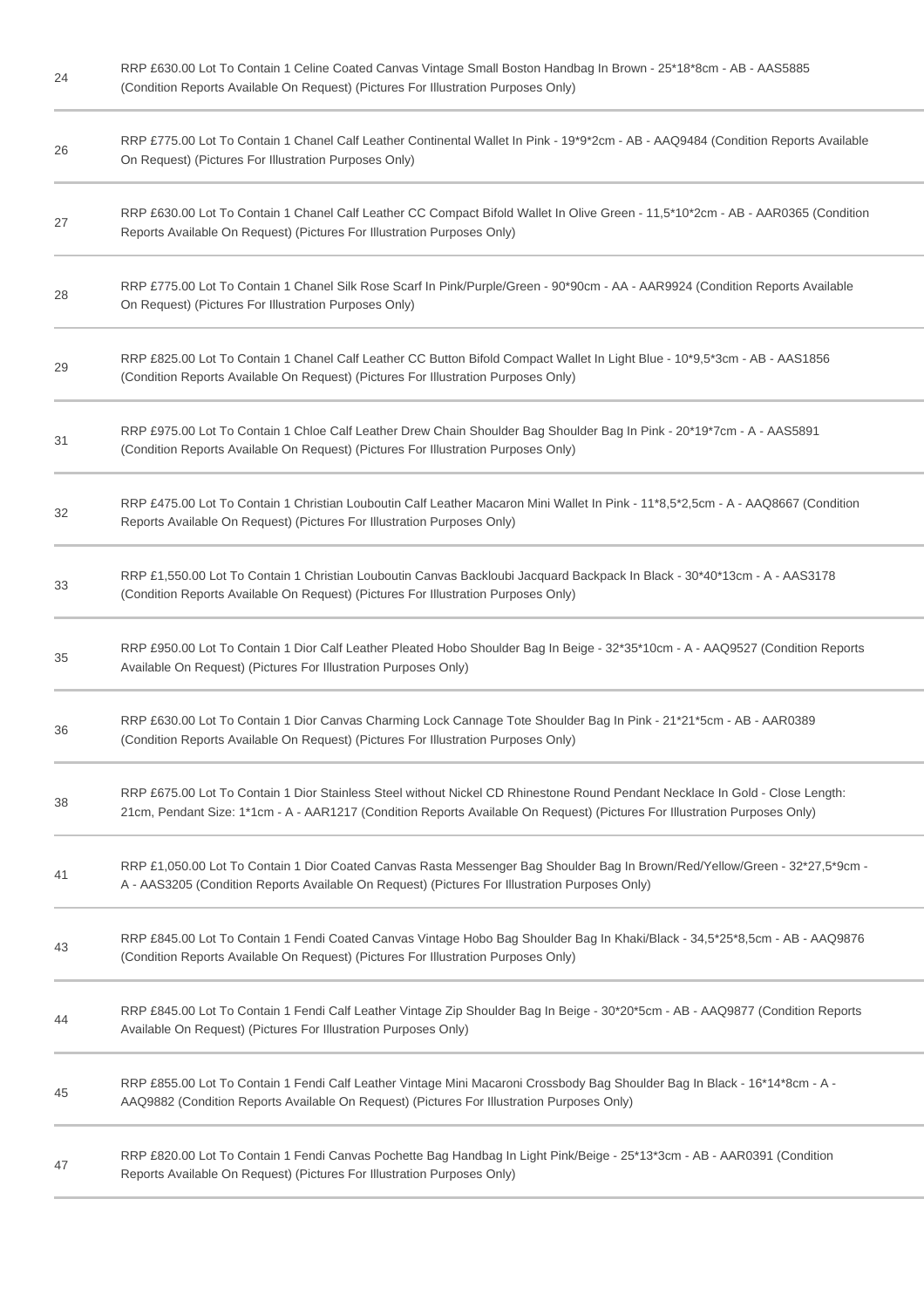| | |
|---|---|
| 24 | RRP £630.00 Lot To Contain 1 Celine Coated Canvas Vintage Small Boston Handbag In Brown - 25*18*8cm - AB - AAS5885 (Condition Reports Available On Request) (Pictures For Illustration Purposes Only) |
| 26 | RRP £775.00 Lot To Contain 1 Chanel Calf Leather Continental Wallet In Pink - 19*9*2cm - AB - AAQ9484 (Condition Reports Available On Request) (Pictures For Illustration Purposes Only) |
| 27 | RRP £630.00 Lot To Contain 1 Chanel Calf Leather CC Compact Bifold Wallet In Olive Green - 11,5*10*2cm - AB - AAR0365 (Condition Reports Available On Request) (Pictures For Illustration Purposes Only) |
| 28 | RRP £775.00 Lot To Contain 1 Chanel Silk Rose Scarf In Pink/Purple/Green - 90*90cm - AA - AAR9924 (Condition Reports Available On Request) (Pictures For Illustration Purposes Only) |
| 29 | RRP £825.00 Lot To Contain 1 Chanel Calf Leather CC Button Bifold Compact Wallet In Light Blue - 10*9,5*3cm - AB - AAS1856 (Condition Reports Available On Request) (Pictures For Illustration Purposes Only) |
| 31 | RRP £975.00 Lot To Contain 1 Chloe Calf Leather Drew Chain Shoulder Bag Shoulder Bag In Pink - 20*19*7cm - A - AAS5891 (Condition Reports Available On Request) (Pictures For Illustration Purposes Only) |
| 32 | RRP £475.00 Lot To Contain 1 Christian Louboutin Calf Leather Macaron Mini Wallet In Pink - 11*8,5*2,5cm - A - AAQ8667 (Condition Reports Available On Request) (Pictures For Illustration Purposes Only) |
| 33 | RRP £1,550.00 Lot To Contain 1 Christian Louboutin Canvas Backloubi Jacquard Backpack In Black - 30*40*13cm - A - AAS3178 (Condition Reports Available On Request) (Pictures For Illustration Purposes Only) |
| 35 | RRP £950.00 Lot To Contain 1 Dior Calf Leather Pleated Hobo Shoulder Bag In Beige - 32*35*10cm - A - AAQ9527 (Condition Reports Available On Request) (Pictures For Illustration Purposes Only) |
| 36 | RRP £630.00 Lot To Contain 1 Dior Canvas Charming Lock Cannage Tote Shoulder Bag In Pink - 21*21*5cm - AB - AAR0389 (Condition Reports Available On Request) (Pictures For Illustration Purposes Only) |
| 38 | RRP £675.00 Lot To Contain 1 Dior Stainless Steel without Nickel CD Rhinestone Round Pendant Necklace In Gold - Close Length: 21cm, Pendant Size: 1*1cm - A - AAR1217 (Condition Reports Available On Request) (Pictures For Illustration Purposes Only) |
| 41 | RRP £1,050.00 Lot To Contain 1 Dior Coated Canvas Rasta Messenger Bag Shoulder Bag In Brown/Red/Yellow/Green - 32*27,5*9cm - A - AAS3205 (Condition Reports Available On Request) (Pictures For Illustration Purposes Only) |
| 43 | RRP £845.00 Lot To Contain 1 Fendi Coated Canvas Vintage Hobo Bag Shoulder Bag In Khaki/Black - 34,5*25*8,5cm - AB - AAQ9876 (Condition Reports Available On Request) (Pictures For Illustration Purposes Only) |
| 44 | RRP £845.00 Lot To Contain 1 Fendi Calf Leather Vintage Zip Shoulder Bag In Beige - 30*20*5cm - AB - AAQ9877 (Condition Reports Available On Request) (Pictures For Illustration Purposes Only) |
| 45 | RRP £855.00 Lot To Contain 1 Fendi Calf Leather Vintage Mini Macaroni Crossbody Bag Shoulder Bag In Black - 16*14*8cm - A - AAQ9882 (Condition Reports Available On Request) (Pictures For Illustration Purposes Only) |
| 47 | RRP £820.00 Lot To Contain 1 Fendi Canvas Pochette Bag Handbag In Light Pink/Beige - 25*13*3cm - AB - AAR0391 (Condition Reports Available On Request) (Pictures For Illustration Purposes Only) |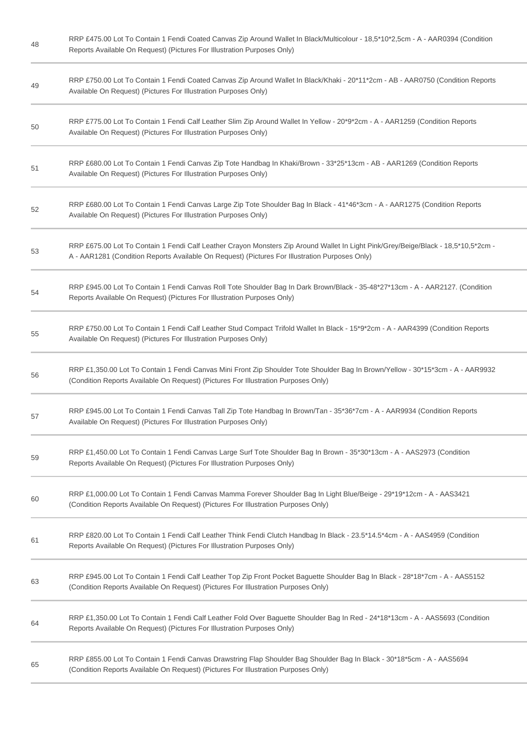| | |
|---|---|
| 48 | RRP £475.00 Lot To Contain 1 Fendi Coated Canvas Zip Around Wallet In Black/Multicolour - 18,5*10*2,5cm - A - AAR0394 (Condition Reports Available On Request) (Pictures For Illustration Purposes Only) |
| 49 | RRP £750.00 Lot To Contain 1 Fendi Coated Canvas Zip Around Wallet In Black/Khaki - 20*11*2cm - AB - AAR0750 (Condition Reports Available On Request) (Pictures For Illustration Purposes Only) |
| 50 | RRP £775.00 Lot To Contain 1 Fendi Calf Leather Slim Zip Around Wallet In Yellow - 20*9*2cm - A - AAR1259 (Condition Reports Available On Request) (Pictures For Illustration Purposes Only) |
| 51 | RRP £680.00 Lot To Contain 1 Fendi Canvas Zip Tote Handbag In Khaki/Brown - 33*25*13cm - AB - AAR1269 (Condition Reports Available On Request) (Pictures For Illustration Purposes Only) |
| 52 | RRP £680.00 Lot To Contain 1 Fendi Canvas Large Zip Tote Shoulder Bag In Black - 41*46*3cm - A - AAR1275 (Condition Reports Available On Request) (Pictures For Illustration Purposes Only) |
| 53 | RRP £675.00 Lot To Contain 1 Fendi Calf Leather Crayon Monsters Zip Around Wallet In Light Pink/Grey/Beige/Black - 18,5*10,5*2cm - A - AAR1281 (Condition Reports Available On Request) (Pictures For Illustration Purposes Only) |
| 54 | RRP £945.00 Lot To Contain 1 Fendi Canvas Roll Tote Shoulder Bag In Dark Brown/Black - 35-48*27*13cm - A - AAR2127. (Condition Reports Available On Request) (Pictures For Illustration Purposes Only) |
| 55 | RRP £750.00 Lot To Contain 1 Fendi Calf Leather Stud Compact Trifold Wallet In Black - 15*9*2cm - A - AAR4399 (Condition Reports Available On Request) (Pictures For Illustration Purposes Only) |
| 56 | RRP £1,350.00 Lot To Contain 1 Fendi Canvas Mini Front Zip Shoulder Tote Shoulder Bag In Brown/Yellow - 30*15*3cm - A - AAR9932 (Condition Reports Available On Request) (Pictures For Illustration Purposes Only) |
| 57 | RRP £945.00 Lot To Contain 1 Fendi Canvas Tall Zip Tote Handbag In Brown/Tan - 35*36*7cm - A - AAR9934 (Condition Reports Available On Request) (Pictures For Illustration Purposes Only) |
| 59 | RRP £1,450.00 Lot To Contain 1 Fendi Canvas Large Surf Tote Shoulder Bag In Brown - 35*30*13cm - A - AAS2973 (Condition Reports Available On Request) (Pictures For Illustration Purposes Only) |
| 60 | RRP £1,000.00 Lot To Contain 1 Fendi Canvas Mamma Forever Shoulder Bag In Light Blue/Beige - 29*19*12cm - A - AAS3421 (Condition Reports Available On Request) (Pictures For Illustration Purposes Only) |
| 61 | RRP £820.00 Lot To Contain 1 Fendi Calf Leather Think Fendi Clutch Handbag In Black - 23.5*14.5*4cm - A - AAS4959 (Condition Reports Available On Request) (Pictures For Illustration Purposes Only) |
| 63 | RRP £945.00 Lot To Contain 1 Fendi Calf Leather Top Zip Front Pocket Baguette Shoulder Bag In Black - 28*18*7cm - A - AAS5152 (Condition Reports Available On Request) (Pictures For Illustration Purposes Only) |
| 64 | RRP £1,350.00 Lot To Contain 1 Fendi Calf Leather Fold Over Baguette Shoulder Bag In Red - 24*18*13cm - A - AAS5693 (Condition Reports Available On Request) (Pictures For Illustration Purposes Only) |
| 65 | RRP £855.00 Lot To Contain 1 Fendi Canvas Drawstring Flap Shoulder Bag Shoulder Bag In Black - 30*18*5cm - A - AAS5694 (Condition Reports Available On Request) (Pictures For Illustration Purposes Only) |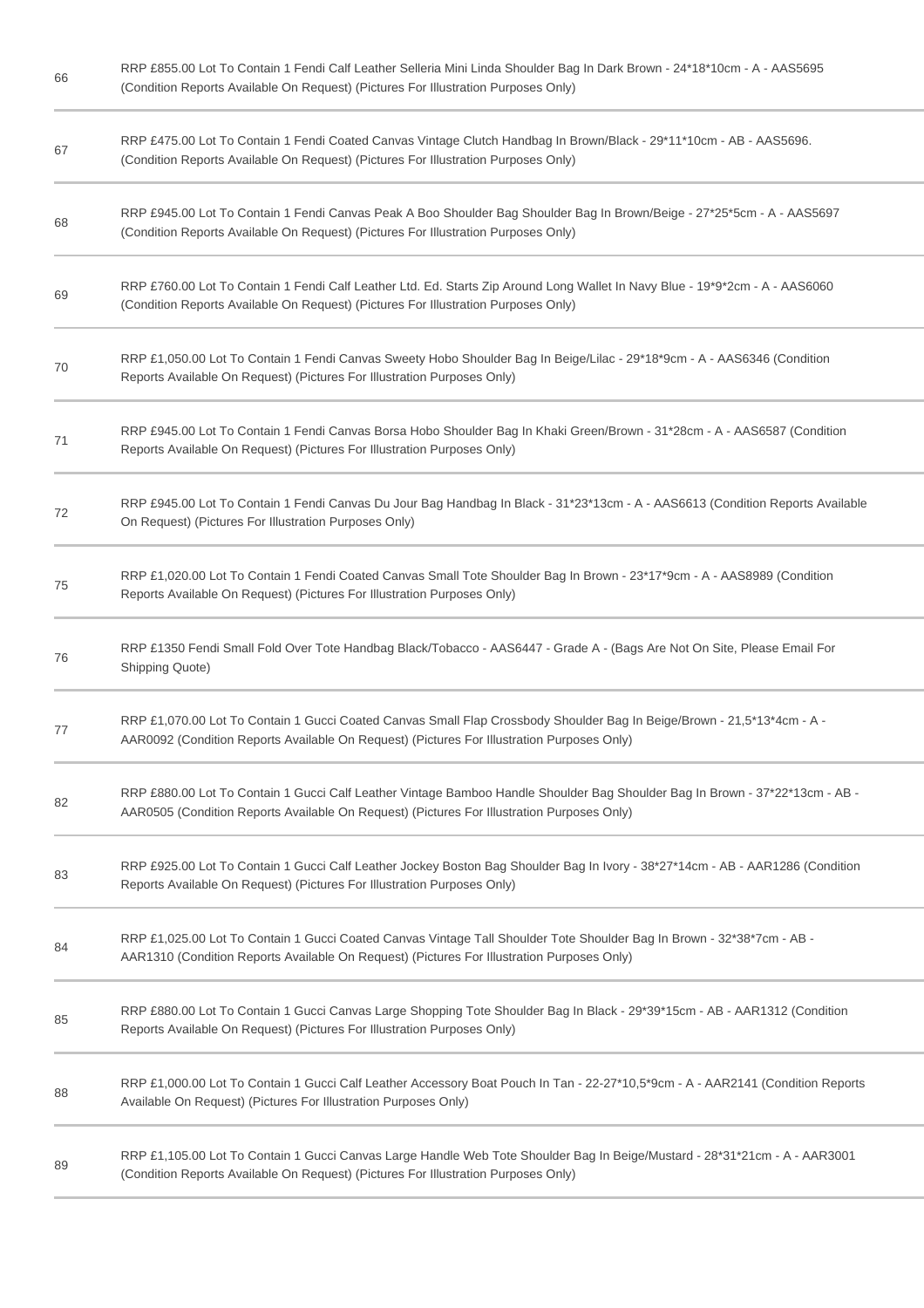| Lot | Description |
|---|---|
| 66 | RRP £855.00 Lot To Contain 1 Fendi Calf Leather Selleria Mini Linda Shoulder Bag In Dark Brown - 24*18*10cm - A - AAS5695 (Condition Reports Available On Request) (Pictures For Illustration Purposes Only) |
| 67 | RRP £475.00 Lot To Contain 1 Fendi Coated Canvas Vintage Clutch Handbag In Brown/Black - 29*11*10cm - AB - AAS5696. (Condition Reports Available On Request) (Pictures For Illustration Purposes Only) |
| 68 | RRP £945.00 Lot To Contain 1 Fendi Canvas Peak A Boo Shoulder Bag Shoulder Bag In Brown/Beige - 27*25*5cm - A - AAS5697 (Condition Reports Available On Request) (Pictures For Illustration Purposes Only) |
| 69 | RRP £760.00 Lot To Contain 1 Fendi Calf Leather Ltd. Ed. Starts Zip Around Long Wallet In Navy Blue - 19*9*2cm - A - AAS6060 (Condition Reports Available On Request) (Pictures For Illustration Purposes Only) |
| 70 | RRP £1,050.00 Lot To Contain 1 Fendi Canvas Sweety Hobo Shoulder Bag In Beige/Lilac - 29*18*9cm - A - AAS6346 (Condition Reports Available On Request) (Pictures For Illustration Purposes Only) |
| 71 | RRP £945.00 Lot To Contain 1 Fendi Canvas Borsa Hobo Shoulder Bag In Khaki Green/Brown - 31*28cm - A - AAS6587 (Condition Reports Available On Request) (Pictures For Illustration Purposes Only) |
| 72 | RRP £945.00 Lot To Contain 1 Fendi Canvas Du Jour Bag Handbag In Black - 31*23*13cm - A - AAS6613 (Condition Reports Available On Request) (Pictures For Illustration Purposes Only) |
| 75 | RRP £1,020.00 Lot To Contain 1 Fendi Coated Canvas Small Tote Shoulder Bag In Brown - 23*17*9cm - A - AAS8989 (Condition Reports Available On Request) (Pictures For Illustration Purposes Only) |
| 76 | RRP £1350 Fendi Small Fold Over Tote Handbag Black/Tobacco - AAS6447 - Grade A - (Bags Are Not On Site, Please Email For Shipping Quote) |
| 77 | RRP £1,070.00 Lot To Contain 1 Gucci Coated Canvas Small Flap Crossbody Shoulder Bag In Beige/Brown - 21,5*13*4cm - A - AAR0092 (Condition Reports Available On Request) (Pictures For Illustration Purposes Only) |
| 82 | RRP £880.00 Lot To Contain 1 Gucci Calf Leather Vintage Bamboo Handle Shoulder Bag Shoulder Bag In Brown - 37*22*13cm - AB - AAR0505 (Condition Reports Available On Request) (Pictures For Illustration Purposes Only) |
| 83 | RRP £925.00 Lot To Contain 1 Gucci Calf Leather Jockey Boston Bag Shoulder Bag In Ivory - 38*27*14cm - AB - AAR1286 (Condition Reports Available On Request) (Pictures For Illustration Purposes Only) |
| 84 | RRP £1,025.00 Lot To Contain 1 Gucci Coated Canvas Vintage Tall Shoulder Tote Shoulder Bag In Brown - 32*38*7cm - AB - AAR1310 (Condition Reports Available On Request) (Pictures For Illustration Purposes Only) |
| 85 | RRP £880.00 Lot To Contain 1 Gucci Canvas Large Shopping Tote Shoulder Bag In Black - 29*39*15cm - AB - AAR1312 (Condition Reports Available On Request) (Pictures For Illustration Purposes Only) |
| 88 | RRP £1,000.00 Lot To Contain 1 Gucci Calf Leather Accessory Boat Pouch In Tan - 22-27*10,5*9cm - A - AAR2141 (Condition Reports Available On Request) (Pictures For Illustration Purposes Only) |
| 89 | RRP £1,105.00 Lot To Contain 1 Gucci Canvas Large Handle Web Tote Shoulder Bag In Beige/Mustard - 28*31*21cm - A - AAR3001 (Condition Reports Available On Request) (Pictures For Illustration Purposes Only) |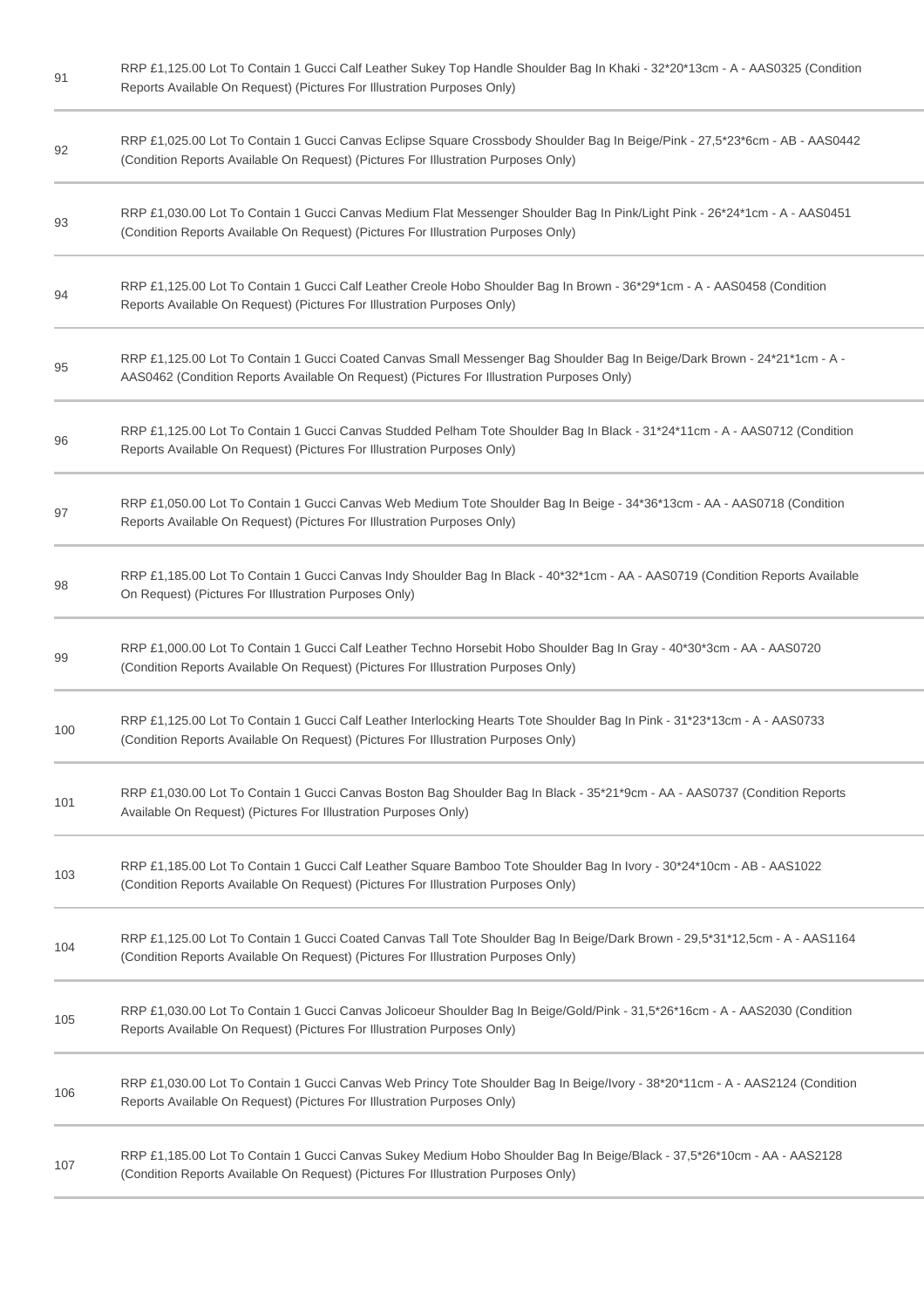| | |
|---|---|
| 91 | RRP £1,125.00 Lot To Contain 1 Gucci Calf Leather Sukey Top Handle Shoulder Bag In Khaki - 32*20*13cm - A - AAS0325 (Condition Reports Available On Request) (Pictures For Illustration Purposes Only) |
| 92 | RRP £1,025.00 Lot To Contain 1 Gucci Canvas Eclipse Square Crossbody Shoulder Bag In Beige/Pink - 27,5*23*6cm - AB - AAS0442 (Condition Reports Available On Request) (Pictures For Illustration Purposes Only) |
| 93 | RRP £1,030.00 Lot To Contain 1 Gucci Canvas Medium Flat Messenger Shoulder Bag In Pink/Light Pink - 26*24*1cm - A - AAS0451 (Condition Reports Available On Request) (Pictures For Illustration Purposes Only) |
| 94 | RRP £1,125.00 Lot To Contain 1 Gucci Calf Leather Creole Hobo Shoulder Bag In Brown - 36*29*1cm - A - AAS0458 (Condition Reports Available On Request) (Pictures For Illustration Purposes Only) |
| 95 | RRP £1,125.00 Lot To Contain 1 Gucci Coated Canvas Small Messenger Bag Shoulder Bag In Beige/Dark Brown - 24*21*1cm - A - AAS0462 (Condition Reports Available On Request) (Pictures For Illustration Purposes Only) |
| 96 | RRP £1,125.00 Lot To Contain 1 Gucci Canvas Studded Pelham Tote Shoulder Bag In Black - 31*24*11cm - A - AAS0712 (Condition Reports Available On Request) (Pictures For Illustration Purposes Only) |
| 97 | RRP £1,050.00 Lot To Contain 1 Gucci Canvas Web Medium Tote Shoulder Bag In Beige - 34*36*13cm - AA - AAS0718 (Condition Reports Available On Request) (Pictures For Illustration Purposes Only) |
| 98 | RRP £1,185.00 Lot To Contain 1 Gucci Canvas Indy Shoulder Bag In Black - 40*32*1cm - AA - AAS0719 (Condition Reports Available On Request) (Pictures For Illustration Purposes Only) |
| 99 | RRP £1,000.00 Lot To Contain 1 Gucci Calf Leather Techno Horsebit Hobo Shoulder Bag In Gray - 40*30*3cm - AA - AAS0720 (Condition Reports Available On Request) (Pictures For Illustration Purposes Only) |
| 100 | RRP £1,125.00 Lot To Contain 1 Gucci Calf Leather Interlocking Hearts Tote Shoulder Bag In Pink - 31*23*13cm - A - AAS0733 (Condition Reports Available On Request) (Pictures For Illustration Purposes Only) |
| 101 | RRP £1,030.00 Lot To Contain 1 Gucci Canvas Boston Bag Shoulder Bag In Black - 35*21*9cm - AA - AAS0737 (Condition Reports Available On Request) (Pictures For Illustration Purposes Only) |
| 103 | RRP £1,185.00 Lot To Contain 1 Gucci Calf Leather Square Bamboo Tote Shoulder Bag In Ivory - 30*24*10cm - AB - AAS1022 (Condition Reports Available On Request) (Pictures For Illustration Purposes Only) |
| 104 | RRP £1,125.00 Lot To Contain 1 Gucci Coated Canvas Tall Tote Shoulder Bag In Beige/Dark Brown - 29,5*31*12,5cm - A - AAS1164 (Condition Reports Available On Request) (Pictures For Illustration Purposes Only) |
| 105 | RRP £1,030.00 Lot To Contain 1 Gucci Canvas Jolicoeur Shoulder Bag In Beige/Gold/Pink - 31,5*26*16cm - A - AAS2030 (Condition Reports Available On Request) (Pictures For Illustration Purposes Only) |
| 106 | RRP £1,030.00 Lot To Contain 1 Gucci Canvas Web Princy Tote Shoulder Bag In Beige/Ivory - 38*20*11cm - A - AAS2124 (Condition Reports Available On Request) (Pictures For Illustration Purposes Only) |
| 107 | RRP £1,185.00 Lot To Contain 1 Gucci Canvas Sukey Medium Hobo Shoulder Bag In Beige/Black - 37,5*26*10cm - AA - AAS2128 (Condition Reports Available On Request) (Pictures For Illustration Purposes Only) |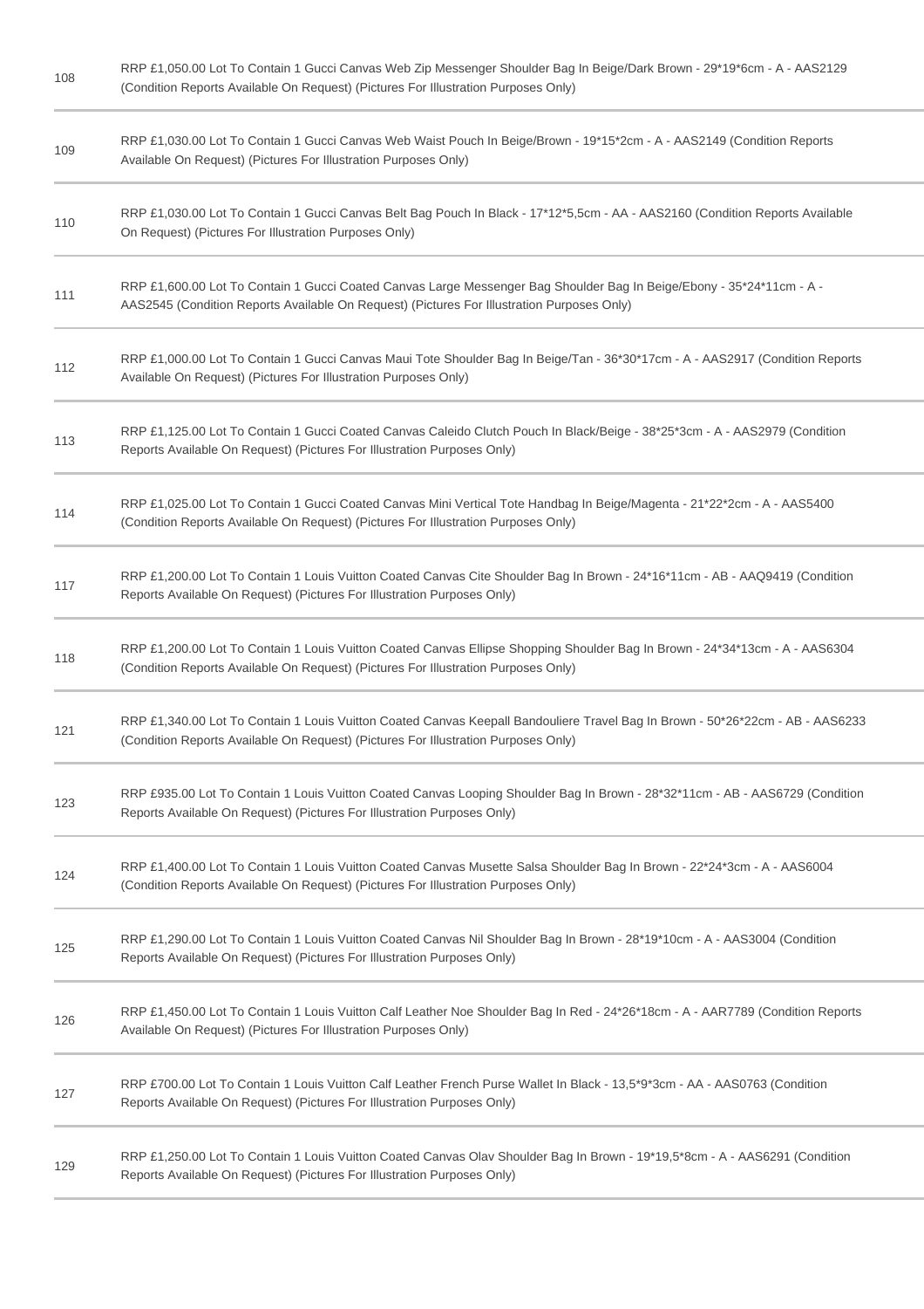| | |
|---|---|
| 108 | RRP £1,050.00 Lot To Contain 1 Gucci Canvas Web Zip Messenger Shoulder Bag In Beige/Dark Brown - 29*19*6cm - A - AAS2129 (Condition Reports Available On Request) (Pictures For Illustration Purposes Only) |
| 109 | RRP £1,030.00 Lot To Contain 1 Gucci Canvas Web Waist Pouch In Beige/Brown - 19*15*2cm - A - AAS2149 (Condition Reports Available On Request) (Pictures For Illustration Purposes Only) |
| 110 | RRP £1,030.00 Lot To Contain 1 Gucci Canvas Belt Bag Pouch In Black - 17*12*5,5cm - AA - AAS2160 (Condition Reports Available On Request) (Pictures For Illustration Purposes Only) |
| 111 | RRP £1,600.00 Lot To Contain 1 Gucci Coated Canvas Large Messenger Bag Shoulder Bag In Beige/Ebony - 35*24*11cm - A - AAS2545 (Condition Reports Available On Request) (Pictures For Illustration Purposes Only) |
| 112 | RRP £1,000.00 Lot To Contain 1 Gucci Canvas Maui Tote Shoulder Bag In Beige/Tan - 36*30*17cm - A - AAS2917 (Condition Reports Available On Request) (Pictures For Illustration Purposes Only) |
| 113 | RRP £1,125.00 Lot To Contain 1 Gucci Coated Canvas Caleido Clutch Pouch In Black/Beige - 38*25*3cm - A - AAS2979 (Condition Reports Available On Request) (Pictures For Illustration Purposes Only) |
| 114 | RRP £1,025.00 Lot To Contain 1 Gucci Coated Canvas Mini Vertical Tote Handbag In Beige/Magenta - 21*22*2cm - A - AAS5400 (Condition Reports Available On Request) (Pictures For Illustration Purposes Only) |
| 117 | RRP £1,200.00 Lot To Contain 1 Louis Vuitton Coated Canvas Cite Shoulder Bag In Brown - 24*16*11cm - AB - AAQ9419 (Condition Reports Available On Request) (Pictures For Illustration Purposes Only) |
| 118 | RRP £1,200.00 Lot To Contain 1 Louis Vuitton Coated Canvas Ellipse Shopping Shoulder Bag In Brown - 24*34*13cm - A - AAS6304 (Condition Reports Available On Request) (Pictures For Illustration Purposes Only) |
| 121 | RRP £1,340.00 Lot To Contain 1 Louis Vuitton Coated Canvas Keepall Bandouliere Travel Bag In Brown - 50*26*22cm - AB - AAS6233 (Condition Reports Available On Request) (Pictures For Illustration Purposes Only) |
| 123 | RRP £935.00 Lot To Contain 1 Louis Vuitton Coated Canvas Looping Shoulder Bag In Brown - 28*32*11cm - AB - AAS6729 (Condition Reports Available On Request) (Pictures For Illustration Purposes Only) |
| 124 | RRP £1,400.00 Lot To Contain 1 Louis Vuitton Coated Canvas Musette Salsa Shoulder Bag In Brown - 22*24*3cm - A - AAS6004 (Condition Reports Available On Request) (Pictures For Illustration Purposes Only) |
| 125 | RRP £1,290.00 Lot To Contain 1 Louis Vuitton Coated Canvas Nil Shoulder Bag In Brown - 28*19*10cm - A - AAS3004 (Condition Reports Available On Request) (Pictures For Illustration Purposes Only) |
| 126 | RRP £1,450.00 Lot To Contain 1 Louis Vuitton Calf Leather Noe Shoulder Bag In Red - 24*26*18cm - A - AAR7789 (Condition Reports Available On Request) (Pictures For Illustration Purposes Only) |
| 127 | RRP £700.00 Lot To Contain 1 Louis Vuitton Calf Leather French Purse Wallet In Black - 13,5*9*3cm - AA - AAS0763 (Condition Reports Available On Request) (Pictures For Illustration Purposes Only) |
| 129 | RRP £1,250.00 Lot To Contain 1 Louis Vuitton Coated Canvas Olav Shoulder Bag In Brown - 19*19,5*8cm - A - AAS6291 (Condition Reports Available On Request) (Pictures For Illustration Purposes Only) |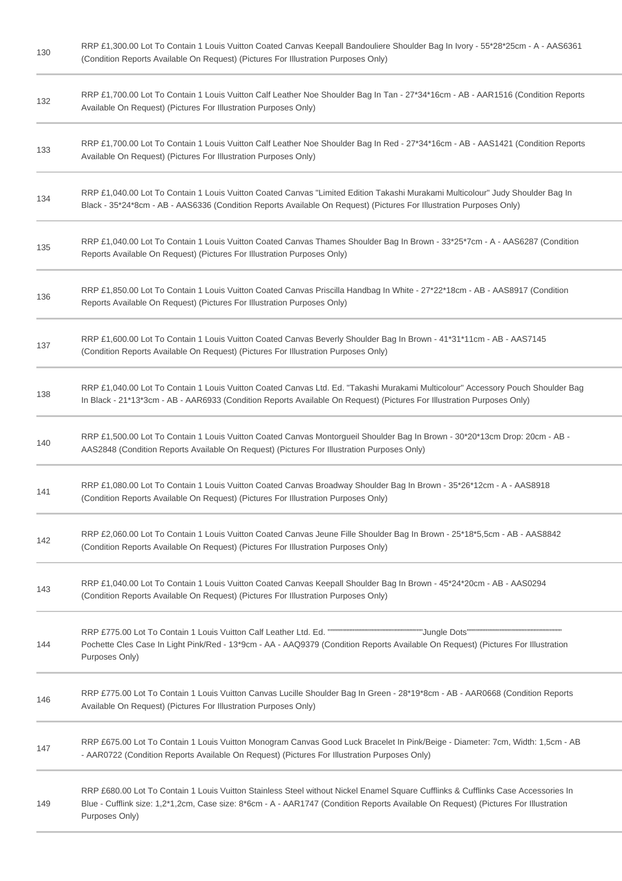130 RRP £1,300.00 Lot To Contain 1 Louis Vuitton Coated Canvas Keepall Bandouliere Shoulder Bag In Ivory - 55*28*25cm - A - AAS6361 (Condition Reports Available On Request) (Pictures For Illustration Purposes Only)

132 RRP £1,700.00 Lot To Contain 1 Louis Vuitton Calf Leather Noe Shoulder Bag In Tan - 27*34*16cm - AB - AAR1516 (Condition Reports Available On Request) (Pictures For Illustration Purposes Only)

133 RRP £1,700.00 Lot To Contain 1 Louis Vuitton Calf Leather Noe Shoulder Bag In Red - 27*34*16cm - AB - AAS1421 (Condition Reports Available On Request) (Pictures For Illustration Purposes Only)

134 RRP £1,040.00 Lot To Contain 1 Louis Vuitton Coated Canvas "Limited Edition Takashi Murakami Multicolour" Judy Shoulder Bag In Black - 35*24*8cm - AB - AAS6336 (Condition Reports Available On Request) (Pictures For Illustration Purposes Only)

135 RRP £1,040.00 Lot To Contain 1 Louis Vuitton Coated Canvas Thames Shoulder Bag In Brown - 33*25*7cm - A - AAS6287 (Condition Reports Available On Request) (Pictures For Illustration Purposes Only)

136 RRP £1,850.00 Lot To Contain 1 Louis Vuitton Coated Canvas Priscilla Handbag In White - 27*22*18cm - AB - AAS8917 (Condition Reports Available On Request) (Pictures For Illustration Purposes Only)

137 RRP £1,600.00 Lot To Contain 1 Louis Vuitton Coated Canvas Beverly Shoulder Bag In Brown - 41*31*11cm - AB - AAS7145 (Condition Reports Available On Request) (Pictures For Illustration Purposes Only)

138 RRP £1,040.00 Lot To Contain 1 Louis Vuitton Coated Canvas Ltd. Ed. "Takashi Murakami Multicolour" Accessory Pouch Shoulder Bag In Black - 21*13*3cm - AB - AAR6933 (Condition Reports Available On Request) (Pictures For Illustration Purposes Only)

140 RRP £1,500.00 Lot To Contain 1 Louis Vuitton Coated Canvas Montorgueil Shoulder Bag In Brown - 30*20*13cm Drop: 20cm - AB - AAS2848 (Condition Reports Available On Request) (Pictures For Illustration Purposes Only)

141 RRP £1,080.00 Lot To Contain 1 Louis Vuitton Coated Canvas Broadway Shoulder Bag In Brown - 35*26*12cm - A - AAS8918 (Condition Reports Available On Request) (Pictures For Illustration Purposes Only)

142 RRP £2,060.00 Lot To Contain 1 Louis Vuitton Coated Canvas Jeune Fille Shoulder Bag In Brown - 25*18*5,5cm - AB - AAS8842 (Condition Reports Available On Request) (Pictures For Illustration Purposes Only)

143 RRP £1,040.00 Lot To Contain 1 Louis Vuitton Coated Canvas Keepall Shoulder Bag In Brown - 45*24*20cm - AB - AAS0294 (Condition Reports Available On Request) (Pictures For Illustration Purposes Only)

144 RRP £775.00 Lot To Contain 1 Louis Vuitton Calf Leather Ltd. Ed. """"""""""""""""""""""""""""""""Jungle Dots"""""""""""""""""""""""""""""""" Pochette Cles Case In Light Pink/Red - 13*9cm - AA - AAQ9379 (Condition Reports Available On Request) (Pictures For Illustration Purposes Only)

146 RRP £775.00 Lot To Contain 1 Louis Vuitton Canvas Lucille Shoulder Bag In Green - 28*19*8cm - AB - AAR0668 (Condition Reports Available On Request) (Pictures For Illustration Purposes Only)

147 RRP £675.00 Lot To Contain 1 Louis Vuitton Monogram Canvas Good Luck Bracelet In Pink/Beige - Diameter: 7cm, Width: 1,5cm - AB - AAR0722 (Condition Reports Available On Request) (Pictures For Illustration Purposes Only)

149 RRP £680.00 Lot To Contain 1 Louis Vuitton Stainless Steel without Nickel Enamel Square Cufflinks & Cufflinks Case Accessories In Blue - Cufflink size: 1,2*1,2cm, Case size: 8*6cm - A - AAR1747 (Condition Reports Available On Request) (Pictures For Illustration Purposes Only)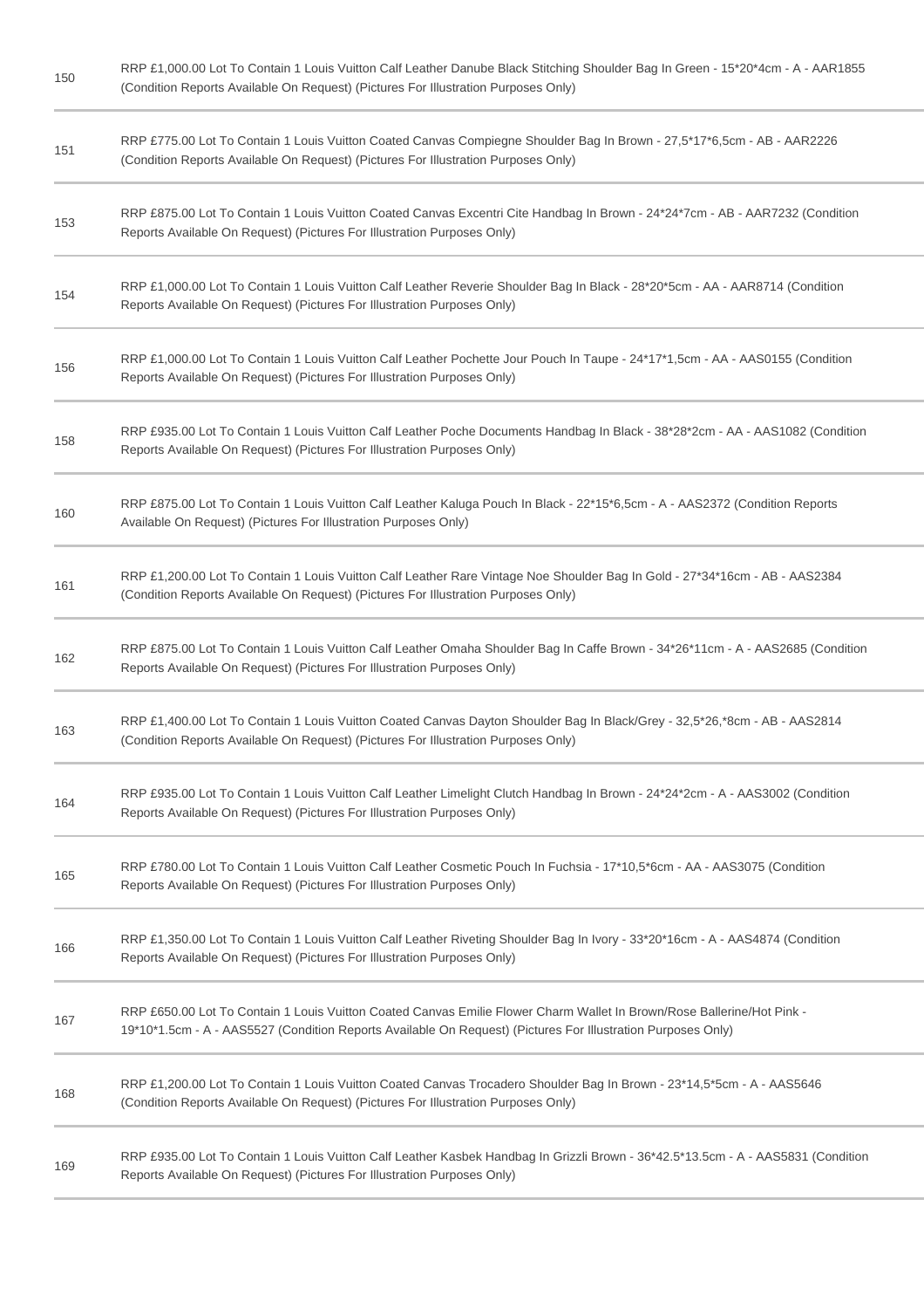| | |
|---|---|
| 150 | RRP £1,000.00 Lot To Contain 1 Louis Vuitton Calf Leather Danube Black Stitching Shoulder Bag In Green - 15*20*4cm - A - AAR1855 (Condition Reports Available On Request) (Pictures For Illustration Purposes Only) |
| 151 | RRP £775.00 Lot To Contain 1 Louis Vuitton Coated Canvas Compiegne Shoulder Bag In Brown - 27,5*17*6,5cm - AB - AAR2226 (Condition Reports Available On Request) (Pictures For Illustration Purposes Only) |
| 153 | RRP £875.00 Lot To Contain 1 Louis Vuitton Coated Canvas Excentri Cite Handbag In Brown - 24*24*7cm - AB - AAR7232 (Condition Reports Available On Request) (Pictures For Illustration Purposes Only) |
| 154 | RRP £1,000.00 Lot To Contain 1 Louis Vuitton Calf Leather Reverie Shoulder Bag In Black - 28*20*5cm - AA - AAR8714 (Condition Reports Available On Request) (Pictures For Illustration Purposes Only) |
| 156 | RRP £1,000.00 Lot To Contain 1 Louis Vuitton Calf Leather Pochette Jour Pouch In Taupe - 24*17*1,5cm - AA - AAS0155 (Condition Reports Available On Request) (Pictures For Illustration Purposes Only) |
| 158 | RRP £935.00 Lot To Contain 1 Louis Vuitton Calf Leather Poche Documents Handbag In Black - 38*28*2cm - AA - AAS1082 (Condition Reports Available On Request) (Pictures For Illustration Purposes Only) |
| 160 | RRP £875.00 Lot To Contain 1 Louis Vuitton Calf Leather Kaluga Pouch In Black - 22*15*6,5cm - A - AAS2372 (Condition Reports Available On Request) (Pictures For Illustration Purposes Only) |
| 161 | RRP £1,200.00 Lot To Contain 1 Louis Vuitton Calf Leather Rare Vintage Noe Shoulder Bag In Gold - 27*34*16cm - AB - AAS2384 (Condition Reports Available On Request) (Pictures For Illustration Purposes Only) |
| 162 | RRP £875.00 Lot To Contain 1 Louis Vuitton Calf Leather Omaha Shoulder Bag In Caffe Brown - 34*26*11cm - A - AAS2685 (Condition Reports Available On Request) (Pictures For Illustration Purposes Only) |
| 163 | RRP £1,400.00 Lot To Contain 1 Louis Vuitton Coated Canvas Dayton Shoulder Bag In Black/Grey - 32,5*26,*8cm - AB - AAS2814 (Condition Reports Available On Request) (Pictures For Illustration Purposes Only) |
| 164 | RRP £935.00 Lot To Contain 1 Louis Vuitton Calf Leather Limelight Clutch Handbag In Brown - 24*24*2cm - A - AAS3002 (Condition Reports Available On Request) (Pictures For Illustration Purposes Only) |
| 165 | RRP £780.00 Lot To Contain 1 Louis Vuitton Calf Leather Cosmetic Pouch In Fuchsia - 17*10,5*6cm - AA - AAS3075 (Condition Reports Available On Request) (Pictures For Illustration Purposes Only) |
| 166 | RRP £1,350.00 Lot To Contain 1 Louis Vuitton Calf Leather Riveting Shoulder Bag In Ivory - 33*20*16cm - A - AAS4874 (Condition Reports Available On Request) (Pictures For Illustration Purposes Only) |
| 167 | RRP £650.00 Lot To Contain 1 Louis Vuitton Coated Canvas Emilie Flower Charm Wallet In Brown/Rose Ballerine/Hot Pink - 19*10*1.5cm - A - AAS5527 (Condition Reports Available On Request) (Pictures For Illustration Purposes Only) |
| 168 | RRP £1,200.00 Lot To Contain 1 Louis Vuitton Coated Canvas Trocadero Shoulder Bag In Brown - 23*14,5*5cm - A - AAS5646 (Condition Reports Available On Request) (Pictures For Illustration Purposes Only) |
| 169 | RRP £935.00 Lot To Contain 1 Louis Vuitton Calf Leather Kasbek Handbag In Grizzli Brown - 36*42.5*13.5cm - A - AAS5831 (Condition Reports Available On Request) (Pictures For Illustration Purposes Only) |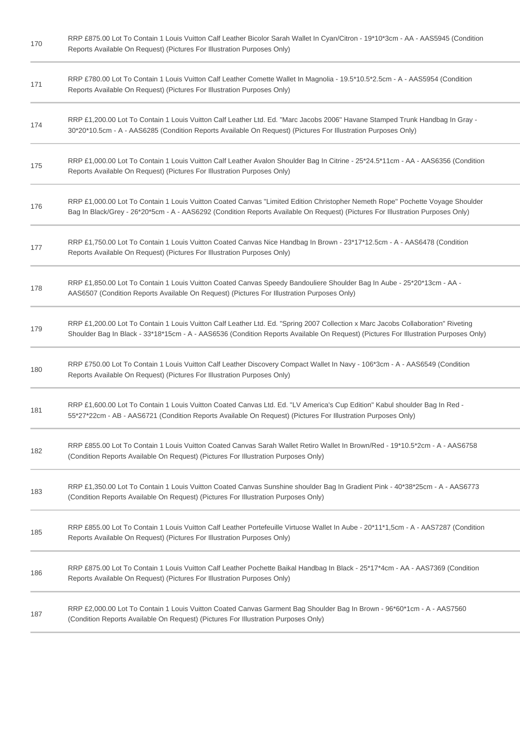| | |
|---|---|
| 170 | RRP £875.00 Lot To Contain 1 Louis Vuitton Calf Leather Bicolor Sarah Wallet In Cyan/Citron - 19*10*3cm - AA - AAS5945 (Condition Reports Available On Request) (Pictures For Illustration Purposes Only) |
| 171 | RRP £780.00 Lot To Contain 1 Louis Vuitton Calf Leather Comette Wallet In Magnolia - 19.5*10.5*2.5cm - A - AAS5954 (Condition Reports Available On Request) (Pictures For Illustration Purposes Only) |
| 174 | RRP £1,200.00 Lot To Contain 1 Louis Vuitton Calf Leather Ltd. Ed. "Marc Jacobs 2006" Havane Stamped Trunk Handbag In Gray - 30*20*10.5cm - A - AAS6285 (Condition Reports Available On Request) (Pictures For Illustration Purposes Only) |
| 175 | RRP £1,000.00 Lot To Contain 1 Louis Vuitton Calf Leather Avalon Shoulder Bag In Citrine - 25*24.5*11cm - AA - AAS6356 (Condition Reports Available On Request) (Pictures For Illustration Purposes Only) |
| 176 | RRP £1,000.00 Lot To Contain 1 Louis Vuitton Coated Canvas "Limited Edition Christopher Nemeth Rope" Pochette Voyage Shoulder Bag In Black/Grey - 26*20*5cm - A - AAS6292 (Condition Reports Available On Request) (Pictures For Illustration Purposes Only) |
| 177 | RRP £1,750.00 Lot To Contain 1 Louis Vuitton Coated Canvas Nice Handbag In Brown - 23*17*12.5cm - A - AAS6478 (Condition Reports Available On Request) (Pictures For Illustration Purposes Only) |
| 178 | RRP £1,850.00 Lot To Contain 1 Louis Vuitton Coated Canvas Speedy Bandouliere Shoulder Bag In Aube - 25*20*13cm - AA - AAS6507 (Condition Reports Available On Request) (Pictures For Illustration Purposes Only) |
| 179 | RRP £1,200.00 Lot To Contain 1 Louis Vuitton Calf Leather Ltd. Ed. "Spring 2007 Collection x Marc Jacobs Collaboration" Riveting Shoulder Bag In Black - 33*18*15cm - A - AAS6536 (Condition Reports Available On Request) (Pictures For Illustration Purposes Only) |
| 180 | RRP £750.00 Lot To Contain 1 Louis Vuitton Calf Leather Discovery Compact Wallet In Navy - 106*3cm - A - AAS6549 (Condition Reports Available On Request) (Pictures For Illustration Purposes Only) |
| 181 | RRP £1,600.00 Lot To Contain 1 Louis Vuitton Coated Canvas Ltd. Ed. "LV America's Cup Edition" Kabul shoulder Bag In Red - 55*27*22cm - AB - AAS6721 (Condition Reports Available On Request) (Pictures For Illustration Purposes Only) |
| 182 | RRP £855.00 Lot To Contain 1 Louis Vuitton Coated Canvas Sarah Wallet Retiro Wallet In Brown/Red - 19*10.5*2cm - A - AAS6758 (Condition Reports Available On Request) (Pictures For Illustration Purposes Only) |
| 183 | RRP £1,350.00 Lot To Contain 1 Louis Vuitton Coated Canvas Sunshine shoulder Bag In Gradient Pink - 40*38*25cm - A - AAS6773 (Condition Reports Available On Request) (Pictures For Illustration Purposes Only) |
| 185 | RRP £855.00 Lot To Contain 1 Louis Vuitton Calf Leather Portefeuille Virtuose Wallet In Aube - 20*11*1,5cm - A - AAS7287 (Condition Reports Available On Request) (Pictures For Illustration Purposes Only) |
| 186 | RRP £875.00 Lot To Contain 1 Louis Vuitton Calf Leather Pochette Baikal Handbag In Black - 25*17*4cm - AA - AAS7369 (Condition Reports Available On Request) (Pictures For Illustration Purposes Only) |
| 187 | RRP £2,000.00 Lot To Contain 1 Louis Vuitton Coated Canvas Garment Bag Shoulder Bag In Brown - 96*60*1cm - A - AAS7560 (Condition Reports Available On Request) (Pictures For Illustration Purposes Only) |